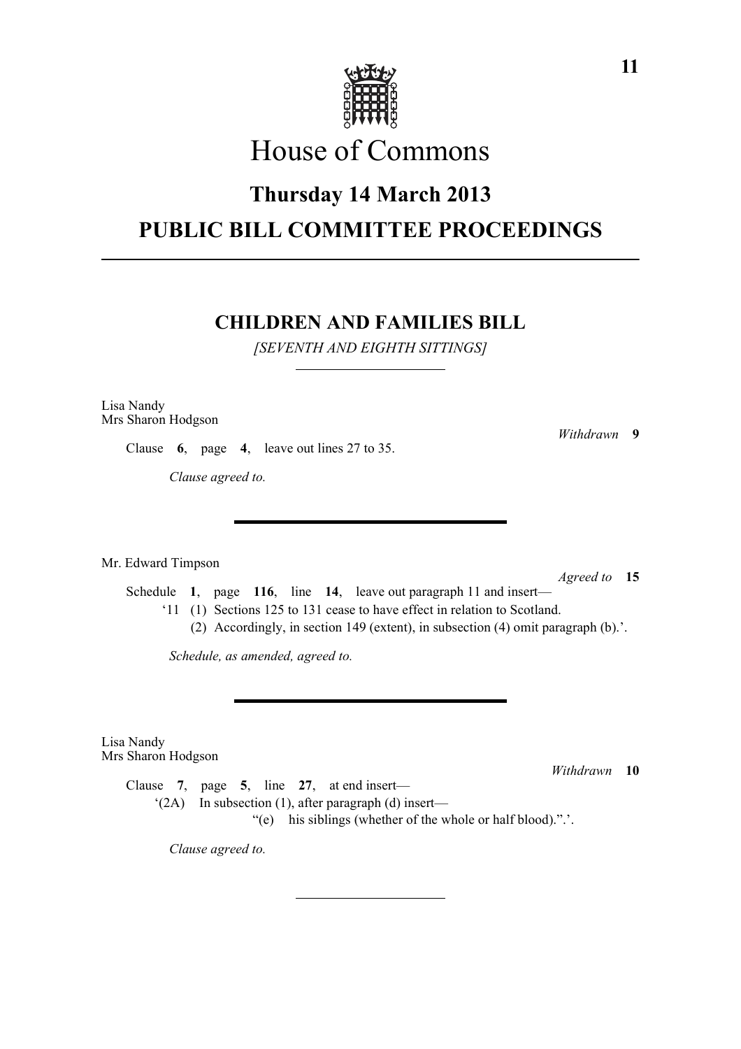# House of Commons

## Thursday 14 March 2013

## PUBLIC BILL COMMITTEE PROCEEDINGS

### CHILDREN AND FAMILIES BILL

*[SEVENTH AND EIGHTH SITTINGS]*

Lisa Nandy
Mrs Sharon Hodgson

*Withdrawn* **9**

Clause **6**, page **4**, leave out lines 27 to 35.

*Clause agreed to.*

---

Mr. Edward Timpson

*Agreed to* **15**

Schedule **1**, page **116**, line **14**, leave out paragraph 11 and insert—

'11 (1) Sections 125 to 131 cease to have effect in relation to Scotland.

(2) Accordingly, in section 149 (extent), in subsection (4) omit paragraph (b).'.

*Schedule, as amended, agreed to.*

---

Lisa Nandy
Mrs Sharon Hodgson

*Withdrawn* **10**

Clause **7**, page **5**, line **27**, at end insert—

'(2A) In subsection (1), after paragraph (d) insert—

"(e) his siblings (whether of the whole or half blood).".'.

*Clause agreed to.*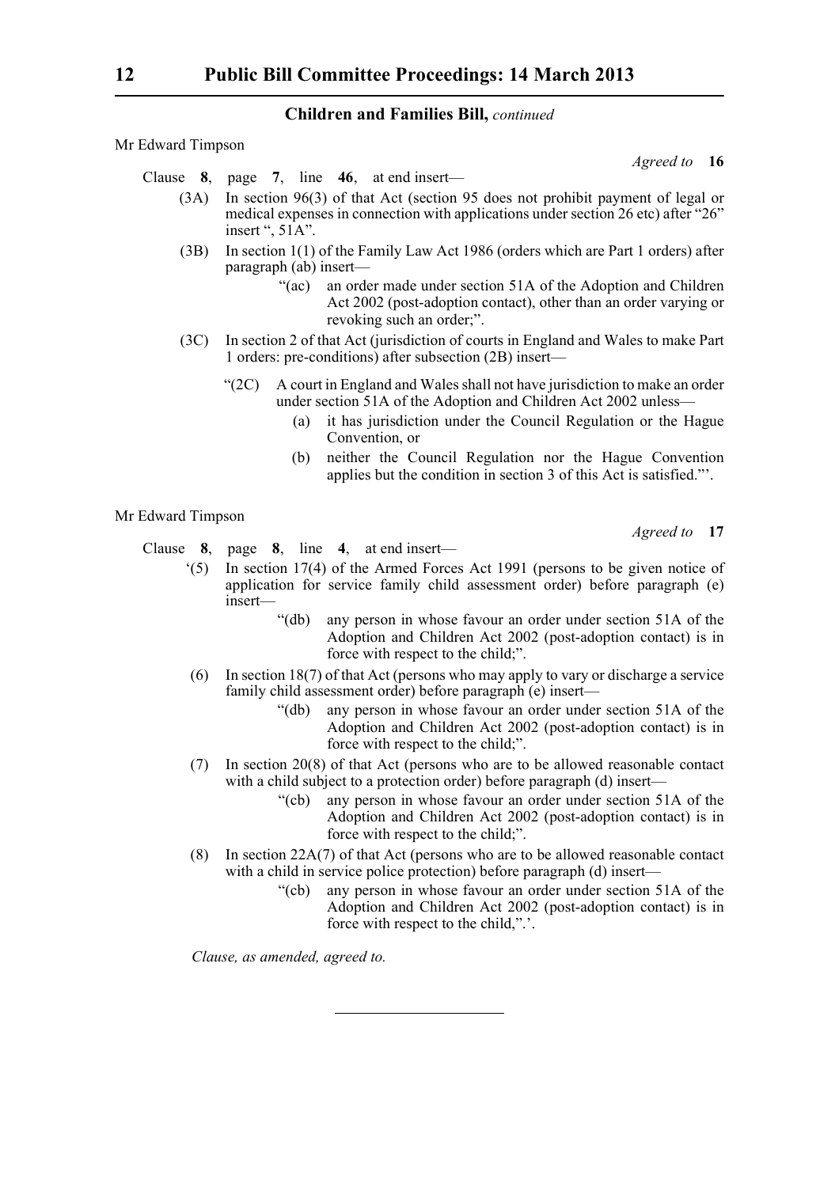Mr Edward Timpson

*Agreed to* **16**

Clause **8**, page **7**, line **46**, at end insert—

(3A) In section 96(3) of that Act (section 95 does not prohibit payment of legal or medical expenses in connection with applications under section 26 etc) after "26" insert ", 51A".

(3B) In section 1(1) of the Family Law Act 1986 (orders which are Part 1 orders) after paragraph (ab) insert—

> "(ac) an order made under section 51A of the Adoption and Children Act 2002 (post-adoption contact), other than an order varying or revoking such an order;".

(3C) In section 2 of that Act (jurisdiction of courts in England and Wales to make Part 1 orders: pre-conditions) after subsection (2B) insert—

> "(2C) A court in England and Wales shall not have jurisdiction to make an order under section 51A of the Adoption and Children Act 2002 unless—
>
> (a) it has jurisdiction under the Council Regulation or the Hague Convention, or
>
> (b) neither the Council Regulation nor the Hague Convention applies but the condition in section 3 of this Act is satisfied."'.

Mr Edward Timpson

*Agreed to* **17**

Clause **8**, page **8**, line **4**, at end insert—

'(5) In section 17(4) of the Armed Forces Act 1991 (persons to be given notice of application for service family child assessment order) before paragraph (e) insert—

> "(db) any person in whose favour an order under section 51A of the Adoption and Children Act 2002 (post-adoption contact) is in force with respect to the child;".

(6) In section 18(7) of that Act (persons who may apply to vary or discharge a service family child assessment order) before paragraph (e) insert—

> "(db) any person in whose favour an order under section 51A of the Adoption and Children Act 2002 (post-adoption contact) is in force with respect to the child;".

(7) In section 20(8) of that Act (persons who are to be allowed reasonable contact with a child subject to a protection order) before paragraph (d) insert—

> "(cb) any person in whose favour an order under section 51A of the Adoption and Children Act 2002 (post-adoption contact) is in force with respect to the child;".

(8) In section 22A(7) of that Act (persons who are to be allowed reasonable contact with a child in service police protection) before paragraph (d) insert—

> "(cb) any person in whose favour an order under section 51A of the Adoption and Children Act 2002 (post-adoption contact) is in force with respect to the child,".'.

*Clause, as amended, agreed to.*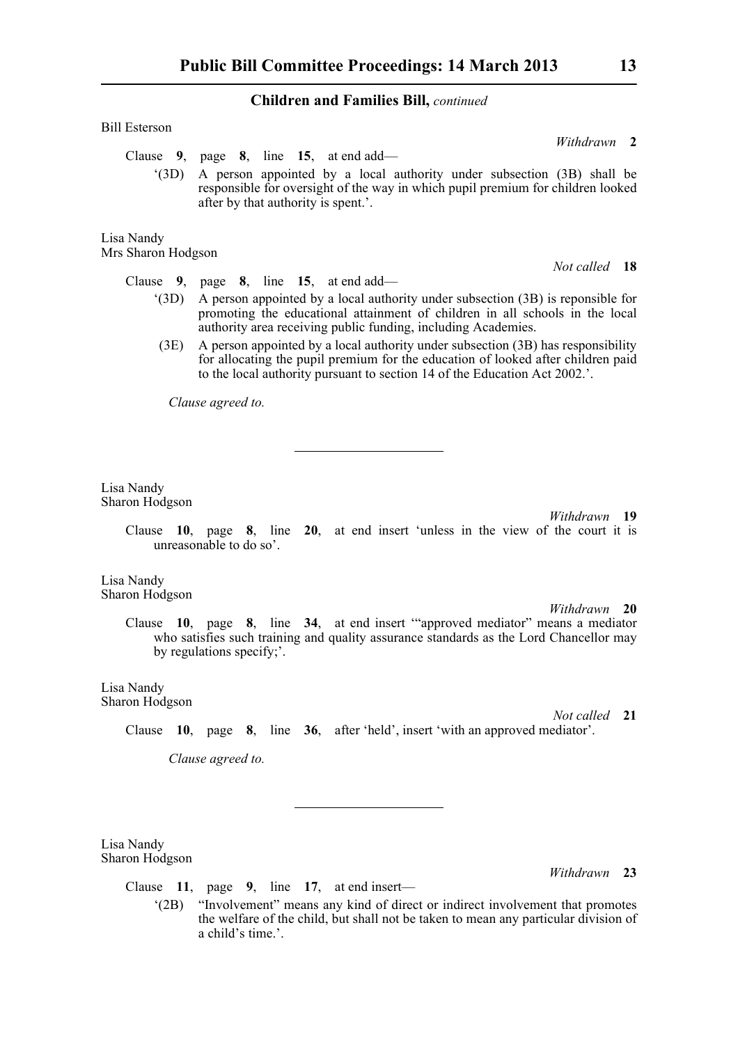**Children and Families Bill,** *continued*

Bill Esterson

*Withdrawn* **2**

Clause **9**, page **8**, line **15**, at end add—

'(3D) A person appointed by a local authority under subsection (3B) shall be responsible for oversight of the way in which pupil premium for children looked after by that authority is spent.'.

Lisa Nandy
Mrs Sharon Hodgson

*Not called* **18**

Clause **9**, page **8**, line **15**, at end add—

'(3D) A person appointed by a local authority under subsection (3B) is reponsible for promoting the educational attainment of children in all schools in the local authority area receiving public funding, including Academies.

(3E) A person appointed by a local authority under subsection (3B) has responsibility for allocating the pupil premium for the education of looked after children paid to the local authority pursuant to section 14 of the Education Act 2002.'.

*Clause agreed to.*

---

Lisa Nandy
Sharon Hodgson

*Withdrawn* **19**

Clause **10**, page **8**, line **20**, at end insert 'unless in the view of the court it is unreasonable to do so'.

Lisa Nandy
Sharon Hodgson

*Withdrawn* **20**

Clause **10**, page **8**, line **34**, at end insert '"approved mediator" means a mediator who satisfies such training and quality assurance standards as the Lord Chancellor may by regulations specify;'.

Lisa Nandy
Sharon Hodgson

*Not called* **21**

Clause **10**, page **8**, line **36**, after 'held', insert 'with an approved mediator'.

*Clause agreed to.*

---

Lisa Nandy
Sharon Hodgson

*Withdrawn* **23**

Clause **11**, page **9**, line **17**, at end insert—

'(2B) "Involvement" means any kind of direct or indirect involvement that promotes the welfare of the child, but shall not be taken to mean any particular division of a child's time.'.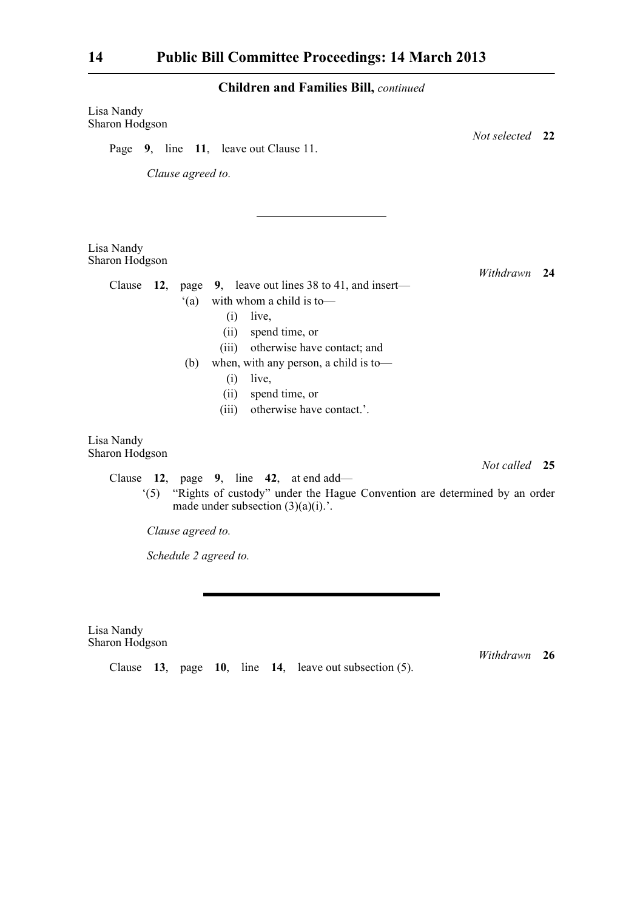**Children and Families Bill,** *continued*

Lisa Nandy
Sharon Hodgson

*Not selected* **22**

Page **9**, line **11**, leave out Clause 11.

*Clause agreed to.*

---

Lisa Nandy
Sharon Hodgson

*Withdrawn* **24**

Clause **12**, page **9**, leave out lines 38 to 41, and insert—

'(a) with whom a child is to—
 (i) live,
 (ii) spend time, or
 (iii) otherwise have contact; and
(b) when, with any person, a child is to—
 (i) live,
 (ii) spend time, or
 (iii) otherwise have contact.'.

Lisa Nandy
Sharon Hodgson

*Not called* **25**

Clause **12**, page **9**, line **42**, at end add—

'(5) "Rights of custody" under the Hague Convention are determined by an order made under subsection (3)(a)(i).'.

*Clause agreed to.*

*Schedule 2 agreed to.*

---

Lisa Nandy
Sharon Hodgson

*Withdrawn* **26**

Clause **13**, page **10**, line **14**, leave out subsection (5).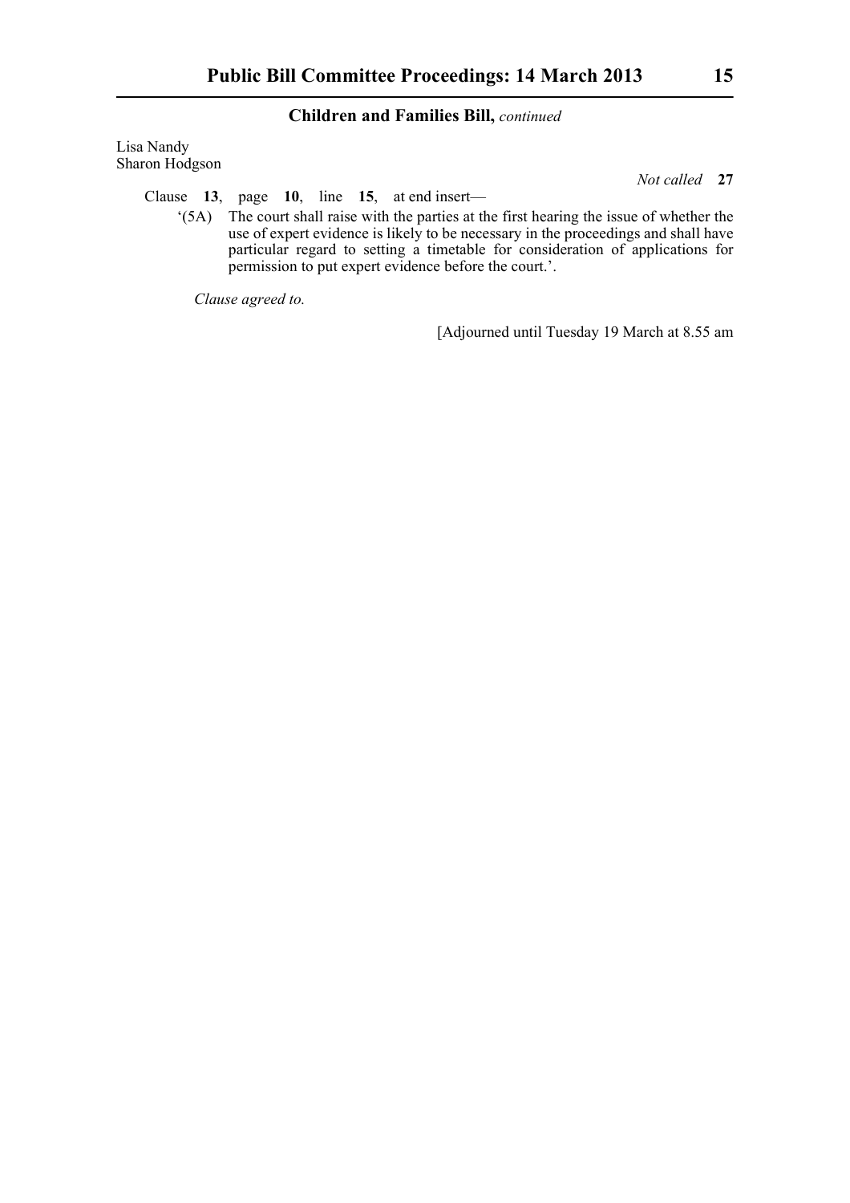**Children and Families Bill,** *continued*

Lisa Nandy
Sharon Hodgson

*Not called* **27**

Clause **13**, page **10**, line **15**, at end insert—

'(5A) The court shall raise with the parties at the first hearing the issue of whether the use of expert evidence is likely to be necessary in the proceedings and shall have particular regard to setting a timetable for consideration of applications for permission to put expert evidence before the court.'.

*Clause agreed to.*

[Adjourned until Tuesday 19 March at 8.55 am